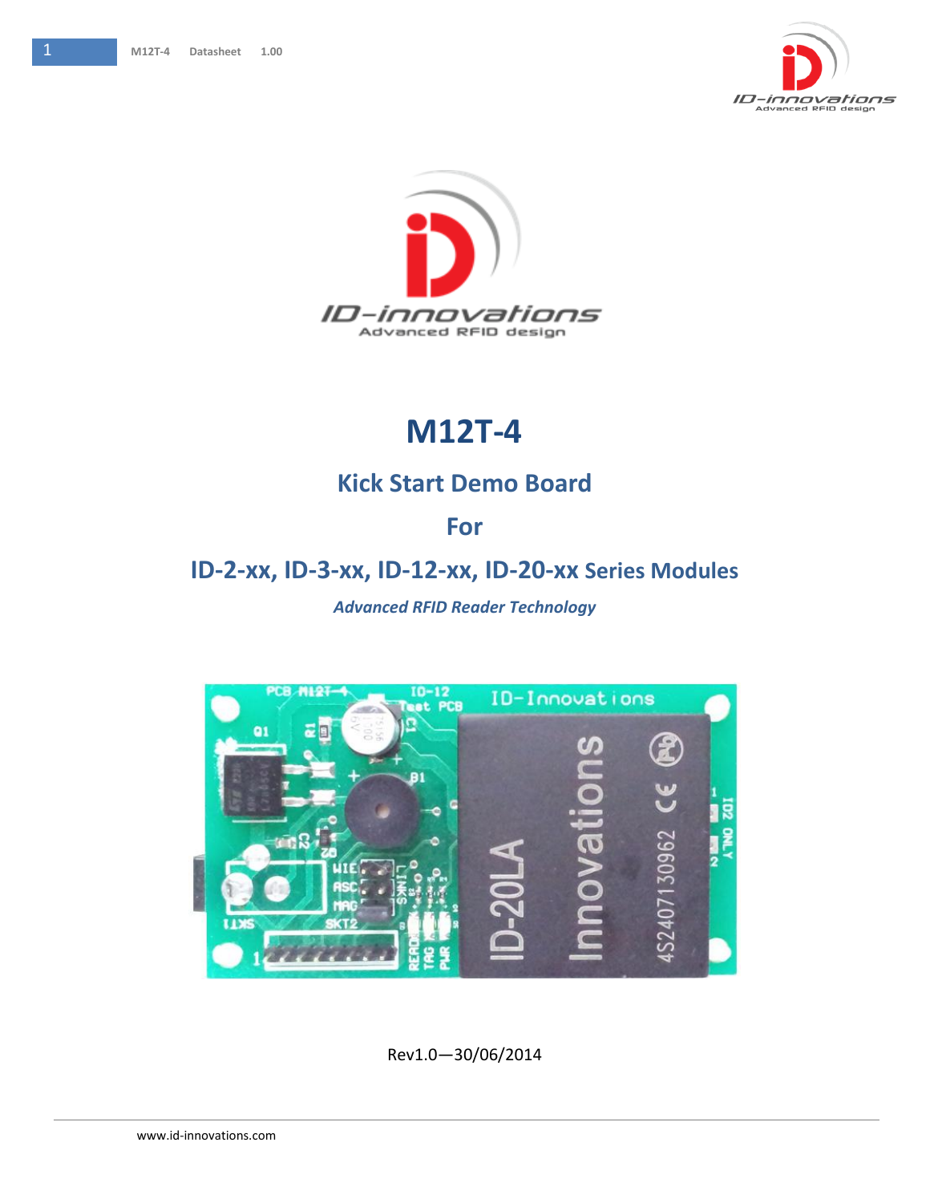# M12T-4

## Kick Start Demo Board

## For

## ID-2-xx, ID-3-xx, ID-12-xx, ID-20-xx Series Modules

*Advanced RFID Reader Technology*

Rev1.0—30/06/2014

www.id-innovations.com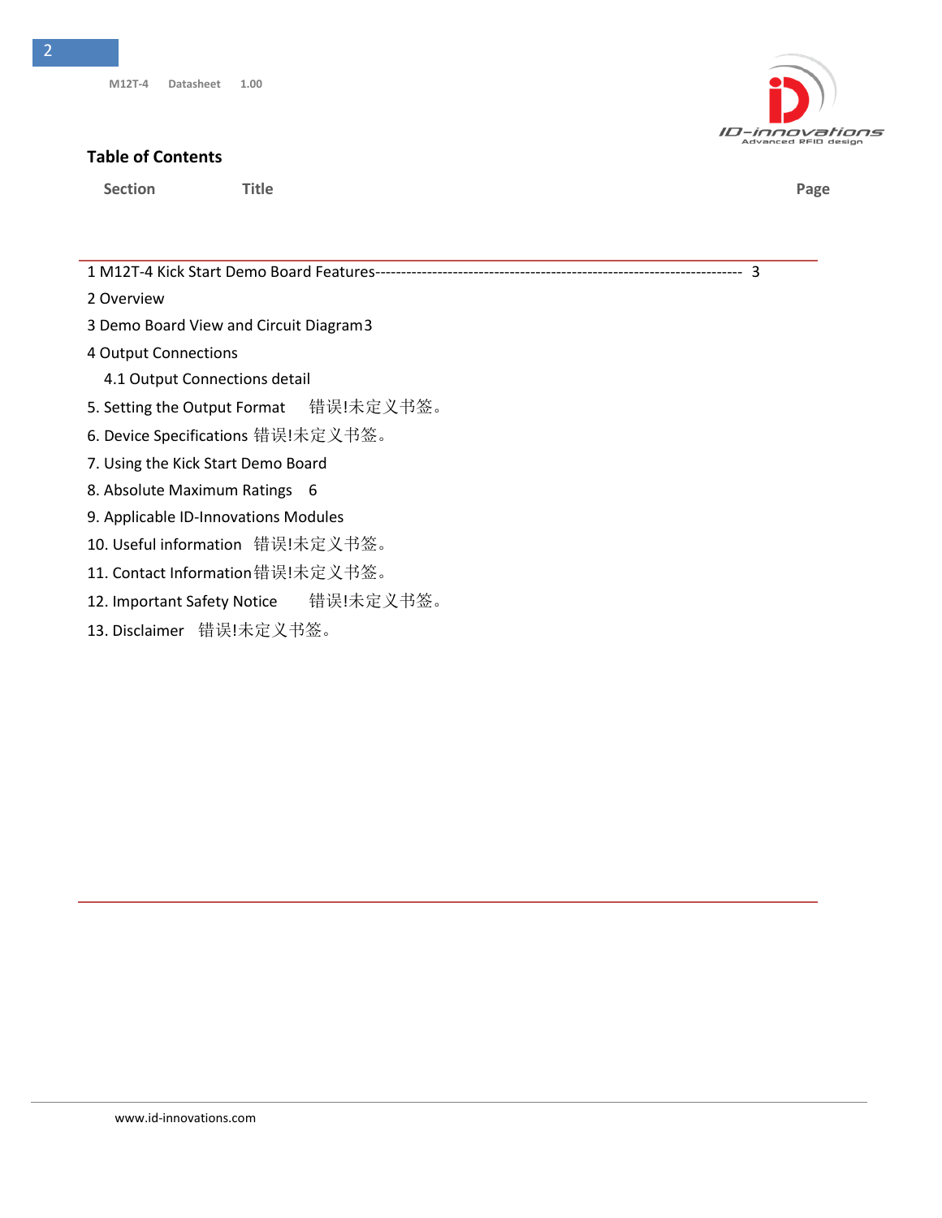## Table of Contents

| Section | Title | Page |
|---|---|---|

1 M12T-4 Kick Start Demo Board Features---------------------------------------------------------------------- 3

2 Overview

3 Demo Board View and Circuit Diagram3

4 Output Connections

4.1 Output Connections detail

5. Setting the Output Format 错误!未定义书签。

6. Device Specifications 错误!未定义书签。

7. Using the Kick Start Demo Board

8. Absolute Maximum Ratings 6

9. Applicable ID-Innovations Modules

10. Useful information 错误!未定义书签。

11. Contact Information 错误!未定义书签。

12. Important Safety Notice 错误!未定义书签。

13. Disclaimer 错误!未定义书签。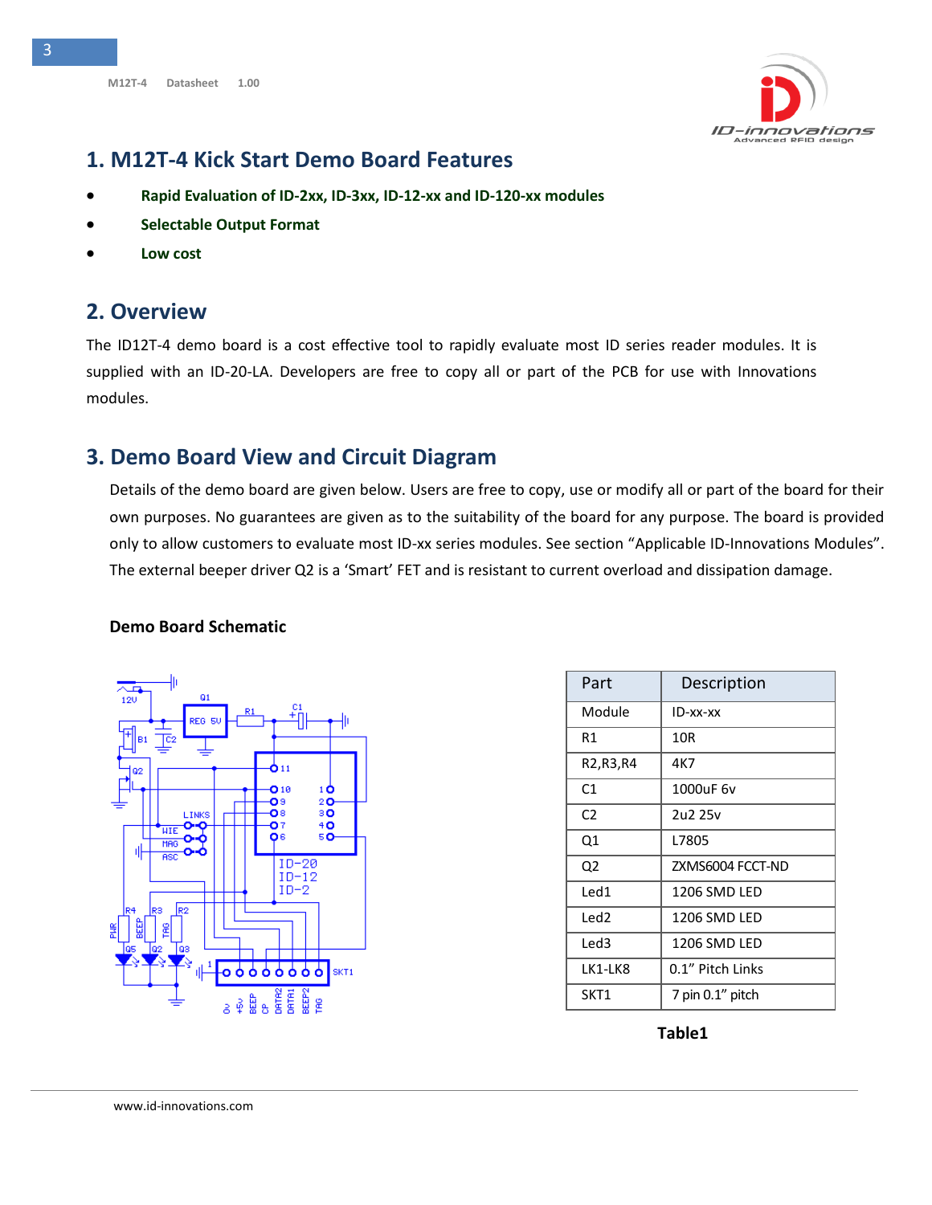# 1. M12T-4 Kick Start Demo Board Features

- **Rapid Evaluation of ID-2xx, ID-3xx, ID-12-xx and ID-120-xx modules**
- **Selectable Output Format**
- **Low cost**

# 2. Overview

The ID12T-4 demo board is a cost effective tool to rapidly evaluate most ID series reader modules. It is supplied with an ID-20-LA. Developers are free to copy all or part of the PCB for use with Innovations modules.

# 3. Demo Board View and Circuit Diagram

Details of the demo board are given below. Users are free to copy, use or modify all or part of the board for their own purposes. No guarantees are given as to the suitability of the board for any purpose. The board is provided only to allow customers to evaluate most ID-xx series modules. See section "Applicable ID-Innovations Modules". The external beeper driver Q2 is a 'Smart' FET and is resistant to current overload and dissipation damage.

**Demo Board Schematic**

| Part | Description |
|---|---|
| Module | ID-xx-xx |
| R1 | 10R |
| R2,R3,R4 | 4K7 |
| C1 | 1000uF 6v |
| C2 | 2u2 25v |
| Q1 | L7805 |
| Q2 | ZXMS6004 FCCT-ND |
| Led1 | 1206 SMD LED |
| Led2 | 1206 SMD LED |
| Led3 | 1206 SMD LED |
| LK1-LK8 | 0.1" Pitch Links |
| SKT1 | 7 pin 0.1" pitch |

**Table1**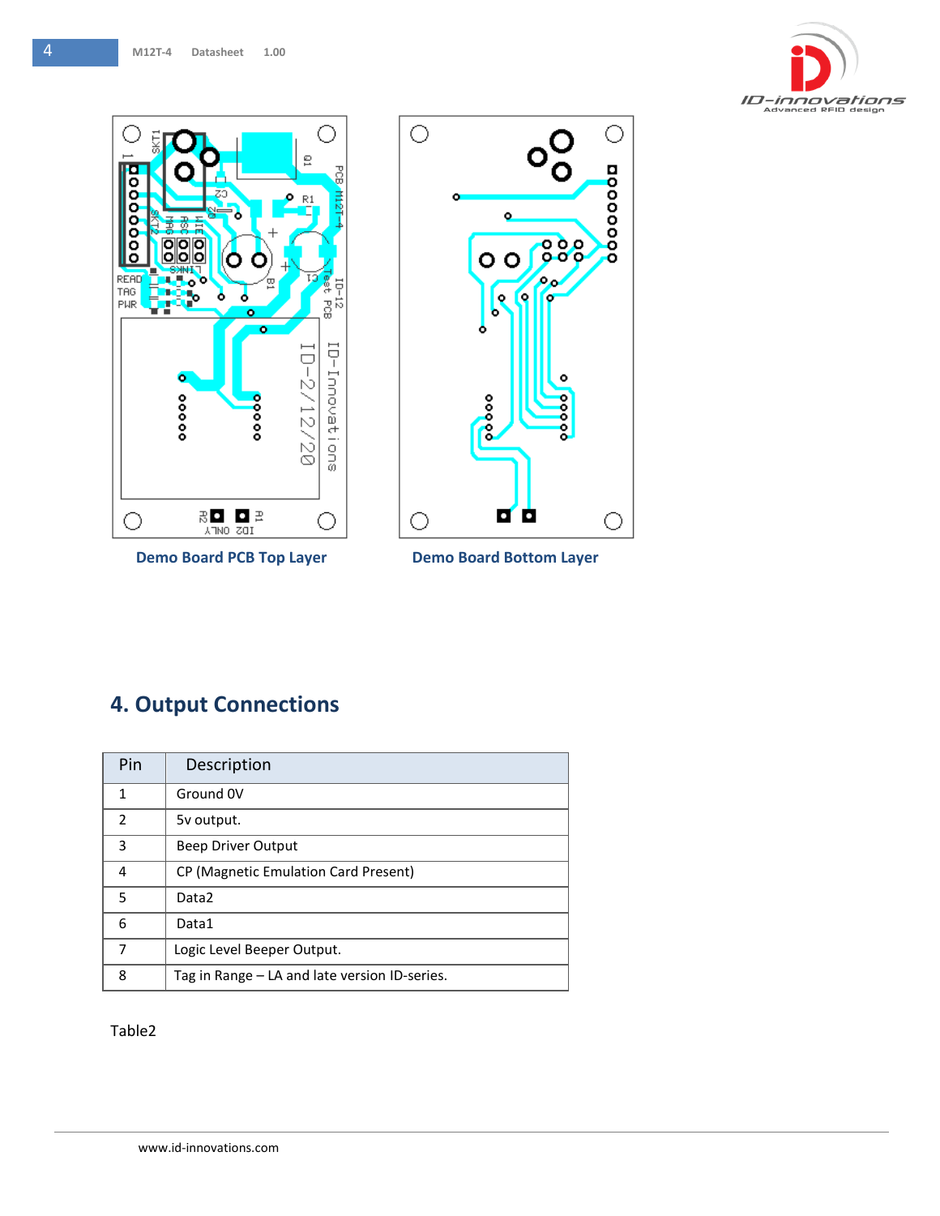Demo Board PCB Top Layer

Demo Board Bottom Layer

## 4. Output Connections

| Pin | Description |
|---|---|
| 1 | Ground 0V |
| 2 | 5v output. |
| 3 | Beep Driver Output |
| 4 | CP (Magnetic Emulation Card Present) |
| 5 | Data2 |
| 6 | Data1 |
| 7 | Logic Level Beeper Output. |
| 8 | Tag in Range – LA and late version ID-series. |

Table2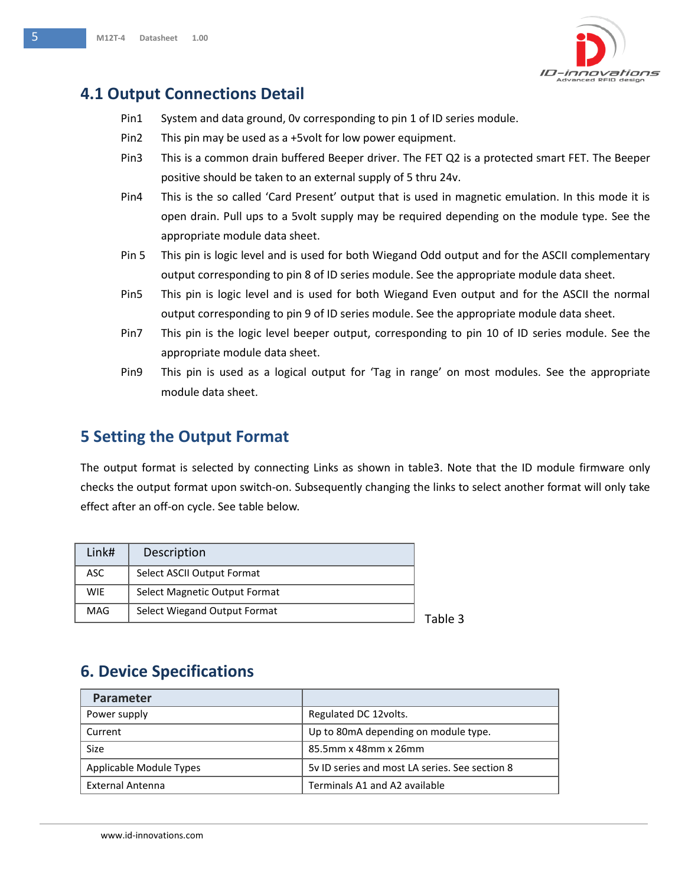## 4.1 Output Connections Detail

Pin1 System and data ground, 0v corresponding to pin 1 of ID series module.

Pin2 This pin may be used as a +5volt for low power equipment.

Pin3 This is a common drain buffered Beeper driver. The FET Q2 is a protected smart FET. The Beeper positive should be taken to an external supply of 5 thru 24v.

Pin4 This is the so called 'Card Present' output that is used in magnetic emulation. In this mode it is open drain. Pull ups to a 5volt supply may be required depending on the module type. See the appropriate module data sheet.

Pin 5 This pin is logic level and is used for both Wiegand Odd output and for the ASCII complementary output corresponding to pin 8 of ID series module. See the appropriate module data sheet.

Pin5 This pin is logic level and is used for both Wiegand Even output and for the ASCII the normal output corresponding to pin 9 of ID series module. See the appropriate module data sheet.

Pin7 This pin is the logic level beeper output, corresponding to pin 10 of ID series module. See the appropriate module data sheet.

Pin9 This pin is used as a logical output for 'Tag in range' on most modules. See the appropriate module data sheet.

## 5 Setting the Output Format

The output format is selected by connecting Links as shown in table3. Note that the ID module firmware only checks the output format upon switch-on. Subsequently changing the links to select another format will only take effect after an off-on cycle. See table below.

| Link# | Description |
|---|---|
| ASC | Select ASCII Output Format |
| WIE | Select Magnetic Output Format |
| MAG | Select Wiegand Output Format |

Table 3

## 6. Device Specifications

| Parameter | |
|---|---|
| Power supply | Regulated DC 12volts. |
| Current | Up to 80mA depending on module type. |
| Size | 85.5mm x 48mm x 26mm |
| Applicable Module Types | 5v ID series and most LA series. See section 8 |
| External Antenna | Terminals A1 and A2 available |

www.id-innovations.com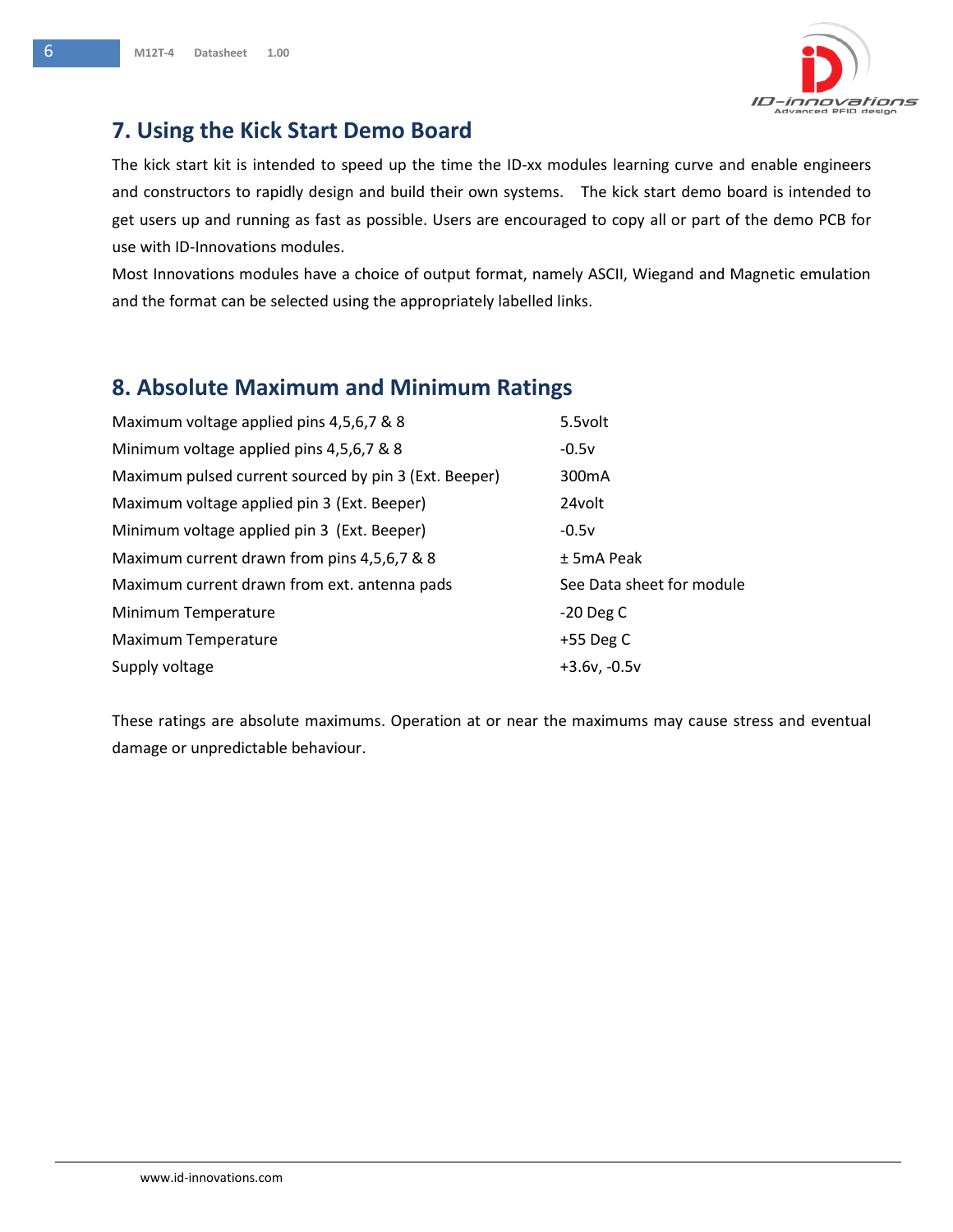## 7. Using the Kick Start Demo Board

The kick start kit is intended to speed up the time the ID-xx modules learning curve and enable engineers and constructors to rapidly design and build their own systems. The kick start demo board is intended to get users up and running as fast as possible. Users are encouraged to copy all or part of the demo PCB for use with ID-Innovations modules.

Most Innovations modules have a choice of output format, namely ASCII, Wiegand and Magnetic emulation and the format can be selected using the appropriately labelled links.

## 8. Absolute Maximum and Minimum Ratings

| | |
|---|---|
| Maximum voltage applied pins 4,5,6,7 & 8 | 5.5volt |
| Minimum voltage applied pins 4,5,6,7 & 8 | -0.5v |
| Maximum pulsed current sourced by pin 3 (Ext. Beeper) | 300mA |
| Maximum voltage applied pin 3 (Ext. Beeper) | 24volt |
| Minimum voltage applied pin 3 (Ext. Beeper) | -0.5v |
| Maximum current drawn from pins 4,5,6,7 & 8 | ± 5mA Peak |
| Maximum current drawn from ext. antenna pads | See Data sheet for module |
| Minimum Temperature | -20 Deg C |
| Maximum Temperature | +55 Deg C |
| Supply voltage | +3.6v, -0.5v |

These ratings are absolute maximums. Operation at or near the maximums may cause stress and eventual damage or unpredictable behaviour.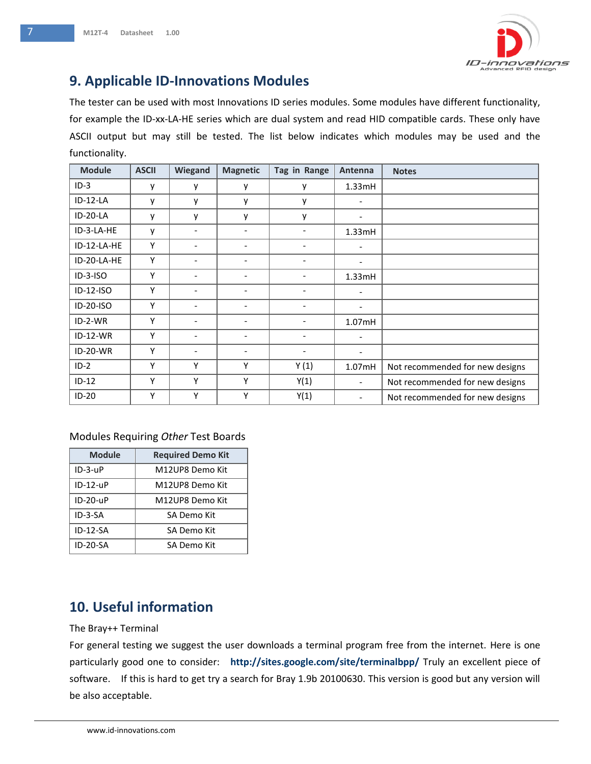## 9. Applicable ID-Innovations Modules

The tester can be used with most Innovations ID series modules. Some modules have different functionality, for example the ID-xx-LA-HE series which are dual system and read HID compatible cards. These only have ASCII output but may still be tested. The list below indicates which modules may be used and the functionality.

| Module | ASCII | Wiegand | Magnetic | Tag in Range | Antenna | Notes |
|---|---|---|---|---|---|---|
| ID-3 | y | y | y | y | 1.33mH | |
| ID-12-LA | y | y | y | y | - | |
| ID-20-LA | y | y | y | y | - | |
| ID-3-LA-HE | y | - | - | - | 1.33mH | |
| ID-12-LA-HE | Y | - | - | - | - | |
| ID-20-LA-HE | Y | - | - | - | - | |
| ID-3-ISO | Y | - | - | - | 1.33mH | |
| ID-12-ISO | Y | - | - | - | - | |
| ID-20-ISO | Y | - | - | - | - | |
| ID-2-WR | Y | - | - | - | 1.07mH | |
| ID-12-WR | Y | - | - | - | - | |
| ID-20-WR | Y | - | - | - | - | |
| ID-2 | Y | Y | Y | Y (1) | 1.07mH | Not recommended for new designs |
| ID-12 | Y | Y | Y | Y(1) | - | Not recommended for new designs |
| ID-20 | Y | Y | Y | Y(1) | - | Not recommended for new designs |

Modules Requiring *Other* Test Boards

| Module | Required Demo Kit |
|---|---|
| ID-3-uP | M12UP8 Demo Kit |
| ID-12-uP | M12UP8 Demo Kit |
| ID-20-uP | M12UP8 Demo Kit |
| ID-3-SA | SA Demo Kit |
| ID-12-SA | SA Demo Kit |
| ID-20-SA | SA Demo Kit |

## 10. Useful information

The Bray++ Terminal

For general testing we suggest the user downloads a terminal program free from the internet. Here is one particularly good one to consider: **http://sites.google.com/site/terminalbpp/** Truly an excellent piece of software. If this is hard to get try a search for Bray 1.9b 20100630. This version is good but any version will be also acceptable.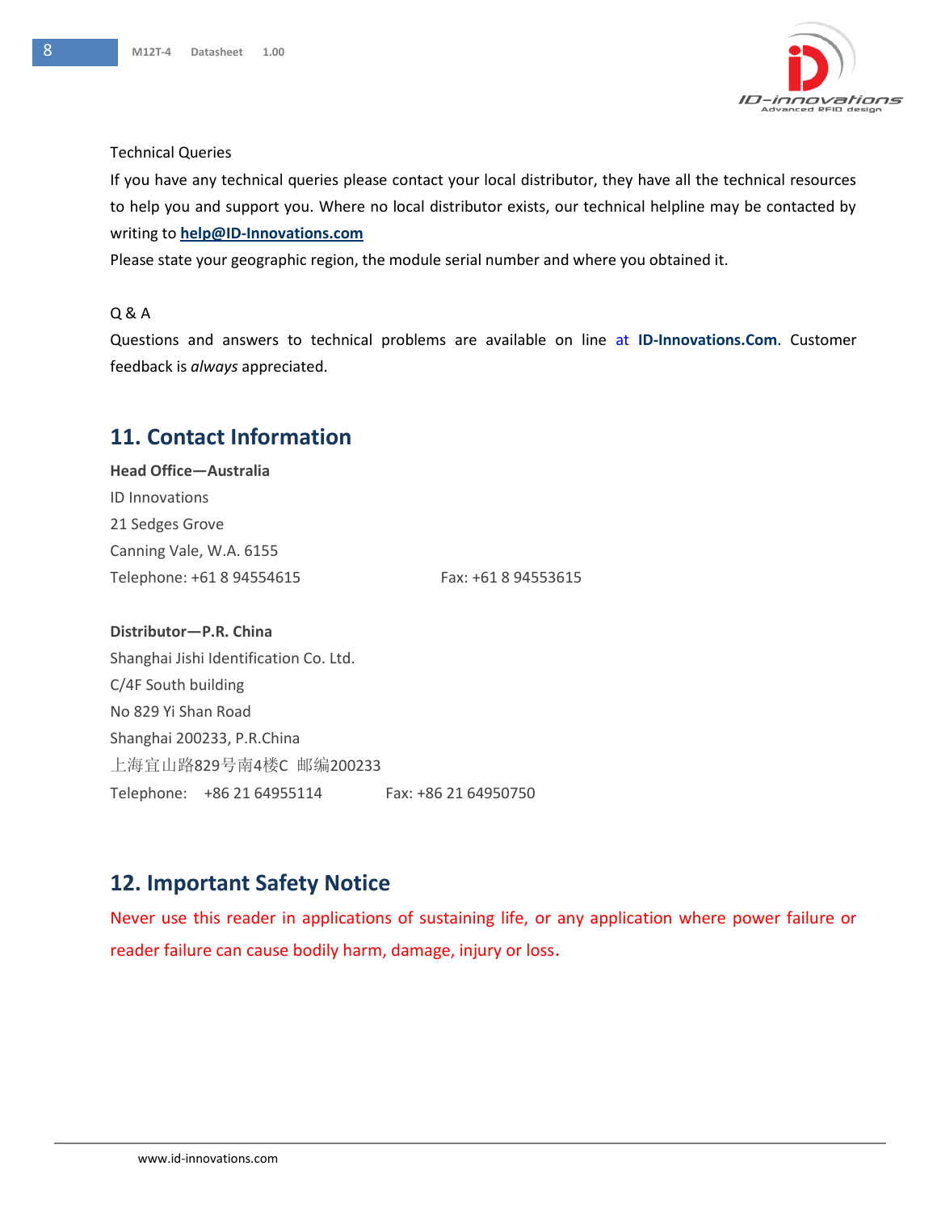Technical Queries

If you have any technical queries please contact your local distributor, they have all the technical resources to help you and support you. Where no local distributor exists, our technical helpline may be contacted by writing to **help@ID-Innovations.com**

Please state your geographic region, the module serial number and where you obtained it.

Q & A

Questions and answers to technical problems are available on line at **ID-Innovations.Com**. Customer feedback is *always* appreciated.

## 11. Contact Information

**Head Office—Australia**

ID Innovations

21 Sedges Grove

Canning Vale, W.A. 6155

Telephone: +61 8 94554615 Fax: +61 8 94553615

**Distributor—P.R. China**

Shanghai Jishi Identification Co. Ltd.

C/4F South building

No 829 Yi Shan Road

Shanghai 200233, P.R.China

上海宜山路829号南4楼C 邮编200233

Telephone: +86 21 64955114 Fax: +86 21 64950750

## 12. Important Safety Notice

Never use this reader in applications of sustaining life, or any application where power failure or reader failure can cause bodily harm, damage, injury or loss.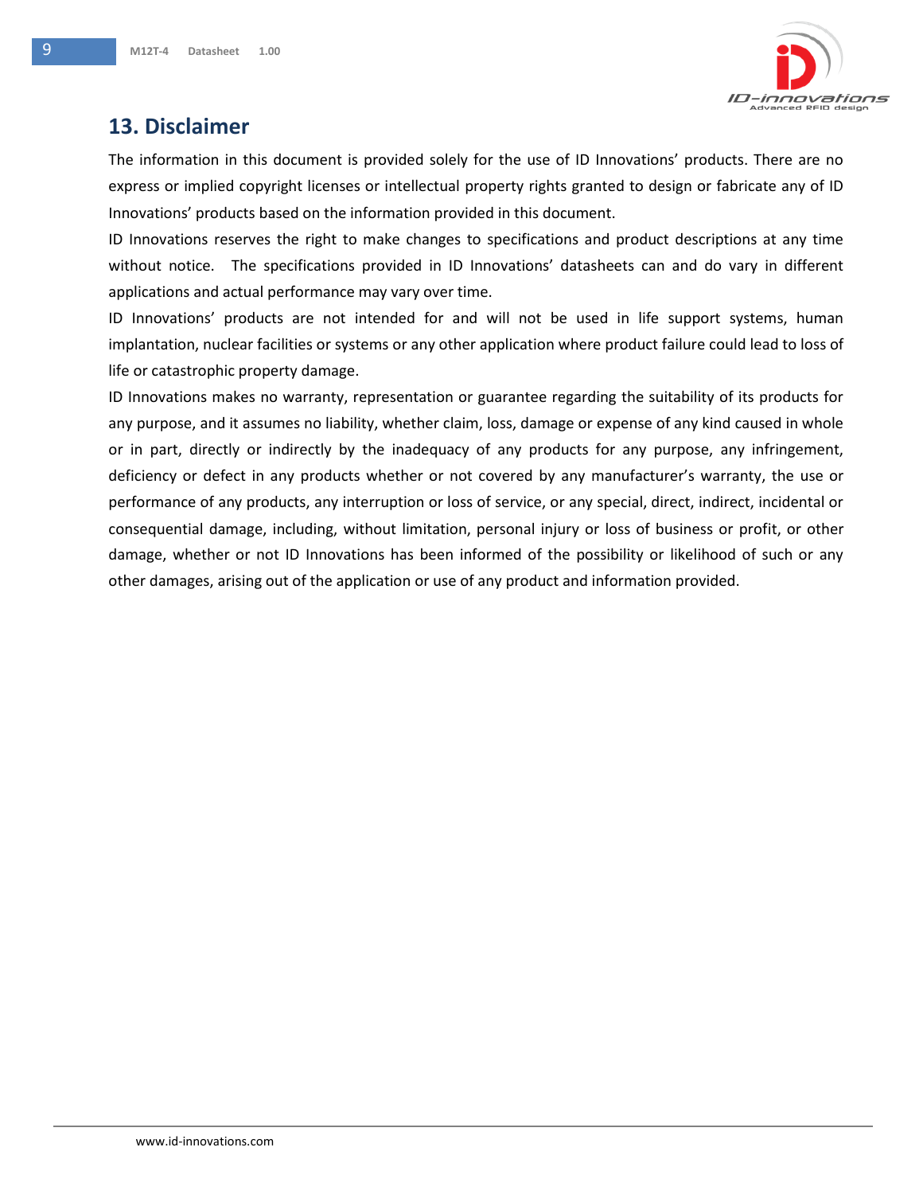## 13. Disclaimer

The information in this document is provided solely for the use of ID Innovations' products. There are no express or implied copyright licenses or intellectual property rights granted to design or fabricate any of ID Innovations' products based on the information provided in this document.

ID Innovations reserves the right to make changes to specifications and product descriptions at any time without notice. The specifications provided in ID Innovations' datasheets can and do vary in different applications and actual performance may vary over time.

ID Innovations' products are not intended for and will not be used in life support systems, human implantation, nuclear facilities or systems or any other application where product failure could lead to loss of life or catastrophic property damage.

ID Innovations makes no warranty, representation or guarantee regarding the suitability of its products for any purpose, and it assumes no liability, whether claim, loss, damage or expense of any kind caused in whole or in part, directly or indirectly by the inadequacy of any products for any purpose, any infringement, deficiency or defect in any products whether or not covered by any manufacturer's warranty, the use or performance of any products, any interruption or loss of service, or any special, direct, indirect, incidental or consequential damage, including, without limitation, personal injury or loss of business or profit, or other damage, whether or not ID Innovations has been informed of the possibility or likelihood of such or any other damages, arising out of the application or use of any product and information provided.